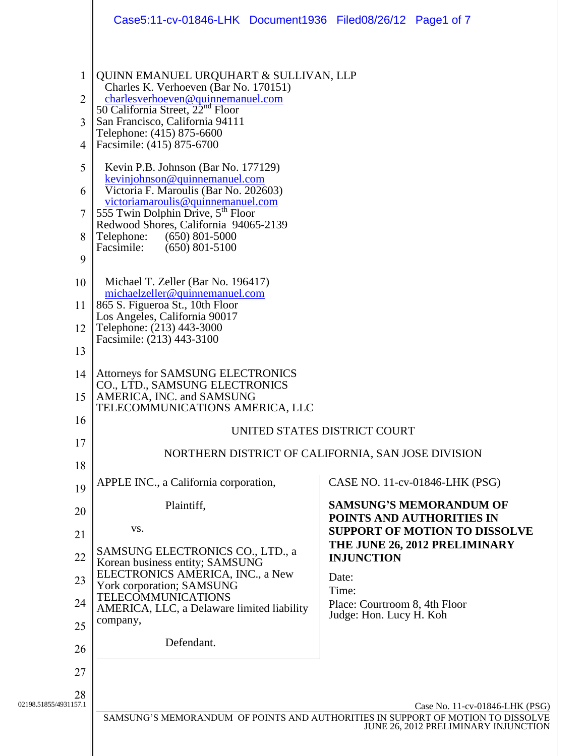QUINN EMANUEL URQUHART & SULLIVAN, LLP
Charles K. Verhoeven (Bar No. 170151)
charlesverhoeven@quinnemanuel.com
50 California Street, 22nd Floor
San Francisco, California 94111
Telephone: (415) 875-6600
Facsimile: (415) 875-6700

Kevin P.B. Johnson (Bar No. 177129)
kevinjohnson@quinnemanuel.com
Victoria F. Maroulis (Bar No. 202603)
victoriamaroulis@quinnemanuel.com
555 Twin Dolphin Drive, 5th Floor
Redwood Shores, California 94065-2139
Telephone: (650) 801-5000
Facsimile: (650) 801-5100

Michael T. Zeller (Bar No. 196417)
michaelzeller@quinnemanuel.com
865 S. Figueroa St., 10th Floor
Los Angeles, California 90017
Telephone: (213) 443-3000
Facsimile: (213) 443-3100

Attorneys for SAMSUNG ELECTRONICS CO., LTD., SAMSUNG ELECTRONICS AMERICA, INC. and SAMSUNG TELECOMMUNICATIONS AMERICA, LLC

UNITED STATES DISTRICT COURT

NORTHERN DISTRICT OF CALIFORNIA, SAN JOSE DIVISION

| | |
|---|---|
| APPLE INC., a California corporation,<br><br>Plaintiff,<br><br>vs.<br><br>SAMSUNG ELECTRONICS CO., LTD., a Korean business entity; SAMSUNG ELECTRONICS AMERICA, INC., a New York corporation; SAMSUNG TELECOMMUNICATIONS AMERICA, LLC, a Delaware limited liability company,<br><br>Defendant. | CASE NO. 11-cv-01846-LHK (PSG)<br><br>**SAMSUNG'S MEMORANDUM OF POINTS AND AUTHORITIES IN SUPPORT OF MOTION TO DISSOLVE THE JUNE 26, 2012 PRELIMINARY INJUNCTION**<br><br>Date:<br>Time:<br>Place: Courtroom 8, 4th Floor<br>Judge: Hon. Lucy H. Koh |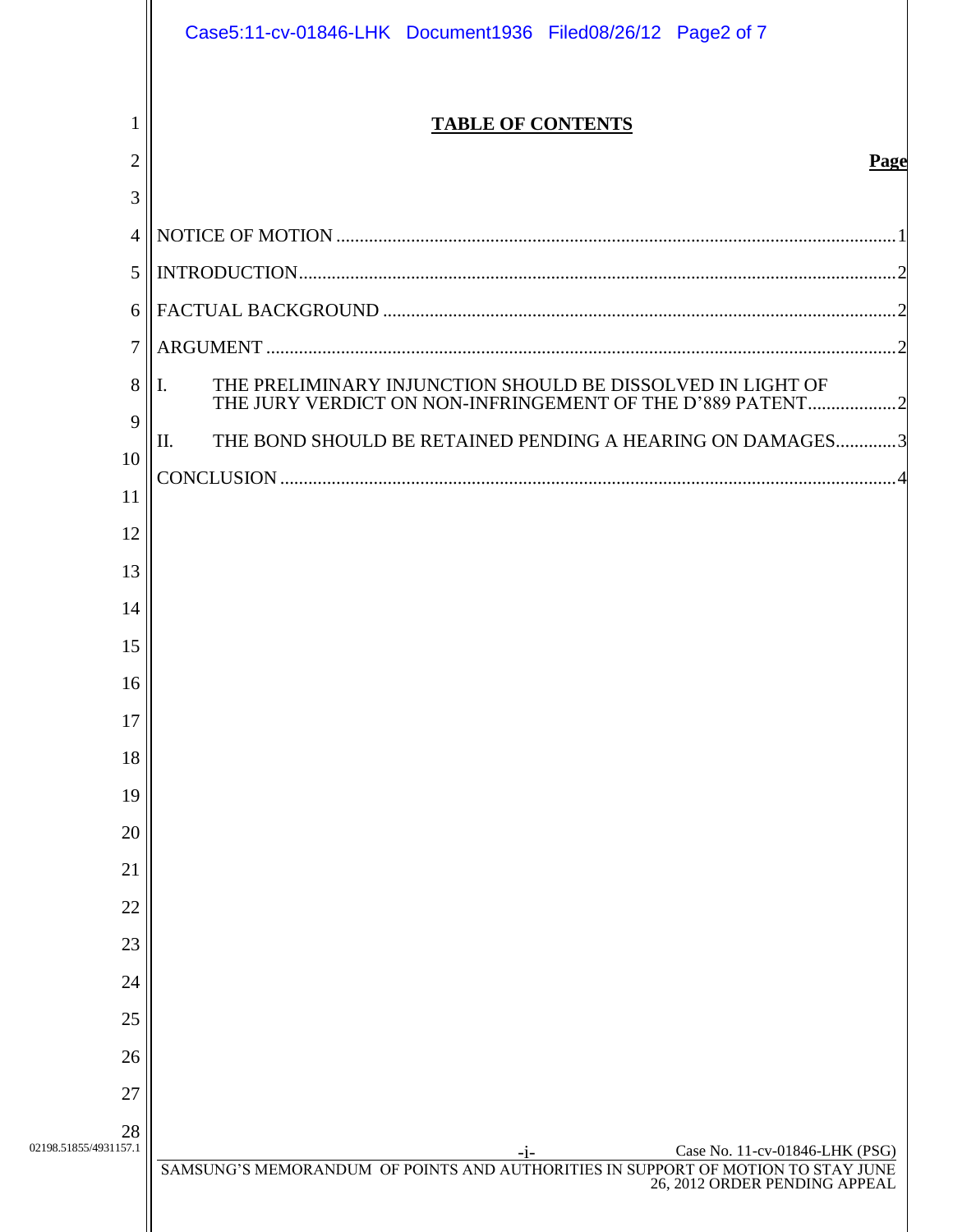# TABLE OF CONTENTS

| | Page |
|---|---|
| NOTICE OF MOTION | 1 |
| INTRODUCTION | 2 |
| FACTUAL BACKGROUND | 2 |
| ARGUMENT | 2 |
| I. THE PRELIMINARY INJUNCTION SHOULD BE DISSOLVED IN LIGHT OF THE JURY VERDICT ON NON-INFRINGEMENT OF THE D'889 PATENT | 2 |
| II. THE BOND SHOULD BE RETAINED PENDING A HEARING ON DAMAGES | 3 |
| CONCLUSION | 4 |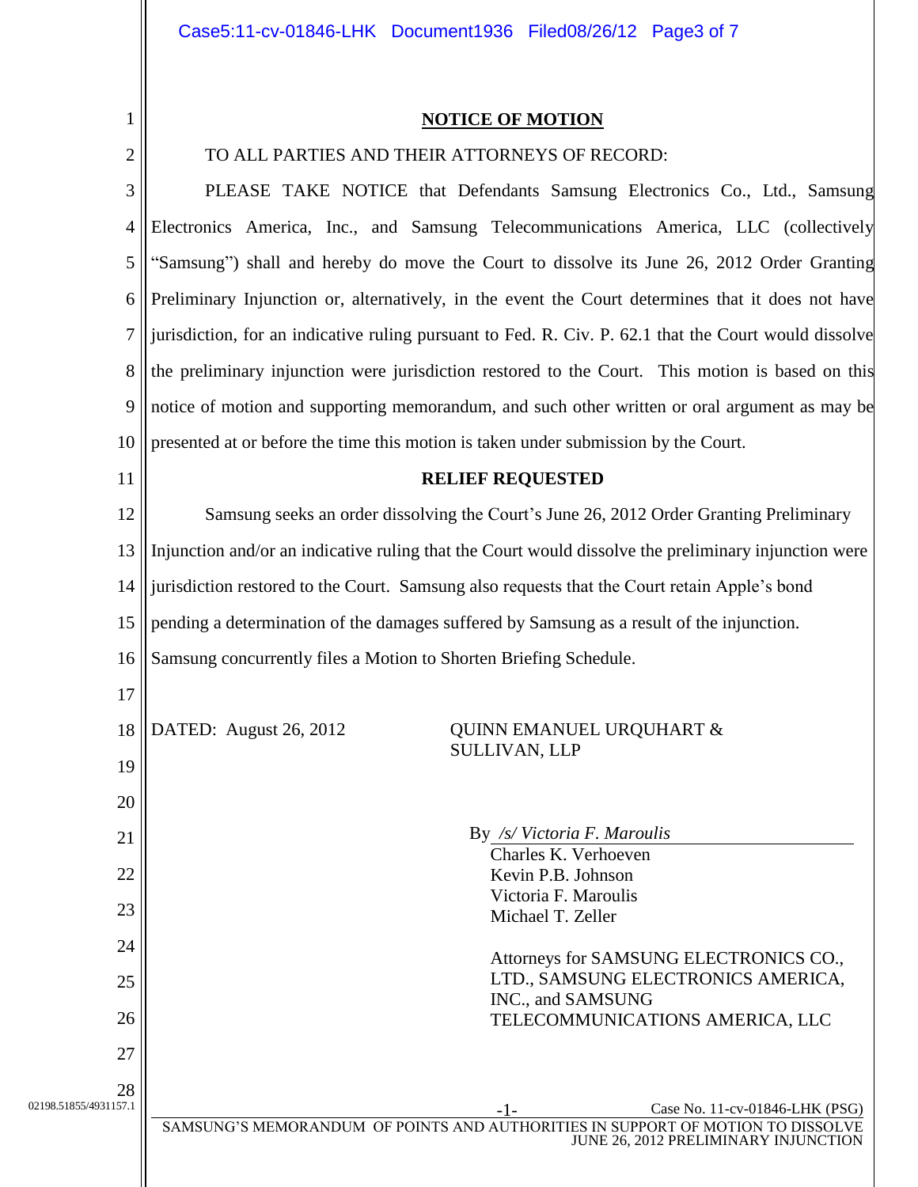**NOTICE OF MOTION**

TO ALL PARTIES AND THEIR ATTORNEYS OF RECORD:

PLEASE TAKE NOTICE that Defendants Samsung Electronics Co., Ltd., Samsung Electronics America, Inc., and Samsung Telecommunications America, LLC (collectively "Samsung") shall and hereby do move the Court to dissolve its June 26, 2012 Order Granting Preliminary Injunction or, alternatively, in the event the Court determines that it does not have jurisdiction, for an indicative ruling pursuant to Fed. R. Civ. P. 62.1 that the Court would dissolve the preliminary injunction were jurisdiction restored to the Court. This motion is based on this notice of motion and supporting memorandum, and such other written or oral argument as may be presented at or before the time this motion is taken under submission by the Court.

**RELIEF REQUESTED**

Samsung seeks an order dissolving the Court's June 26, 2012 Order Granting Preliminary Injunction and/or an indicative ruling that the Court would dissolve the preliminary injunction were jurisdiction restored to the Court. Samsung also requests that the Court retain Apple's bond pending a determination of the damages suffered by Samsung as a result of the injunction. Samsung concurrently files a Motion to Shorten Briefing Schedule.

DATED: August 26, 2012

QUINN EMANUEL URQUHART & SULLIVAN, LLP

By */s/ Victoria F. Maroulis*
Charles K. Verhoeven
Kevin P.B. Johnson
Victoria F. Maroulis
Michael T. Zeller

Attorneys for SAMSUNG ELECTRONICS CO., LTD., SAMSUNG ELECTRONICS AMERICA, INC., and SAMSUNG TELECOMMUNICATIONS AMERICA, LLC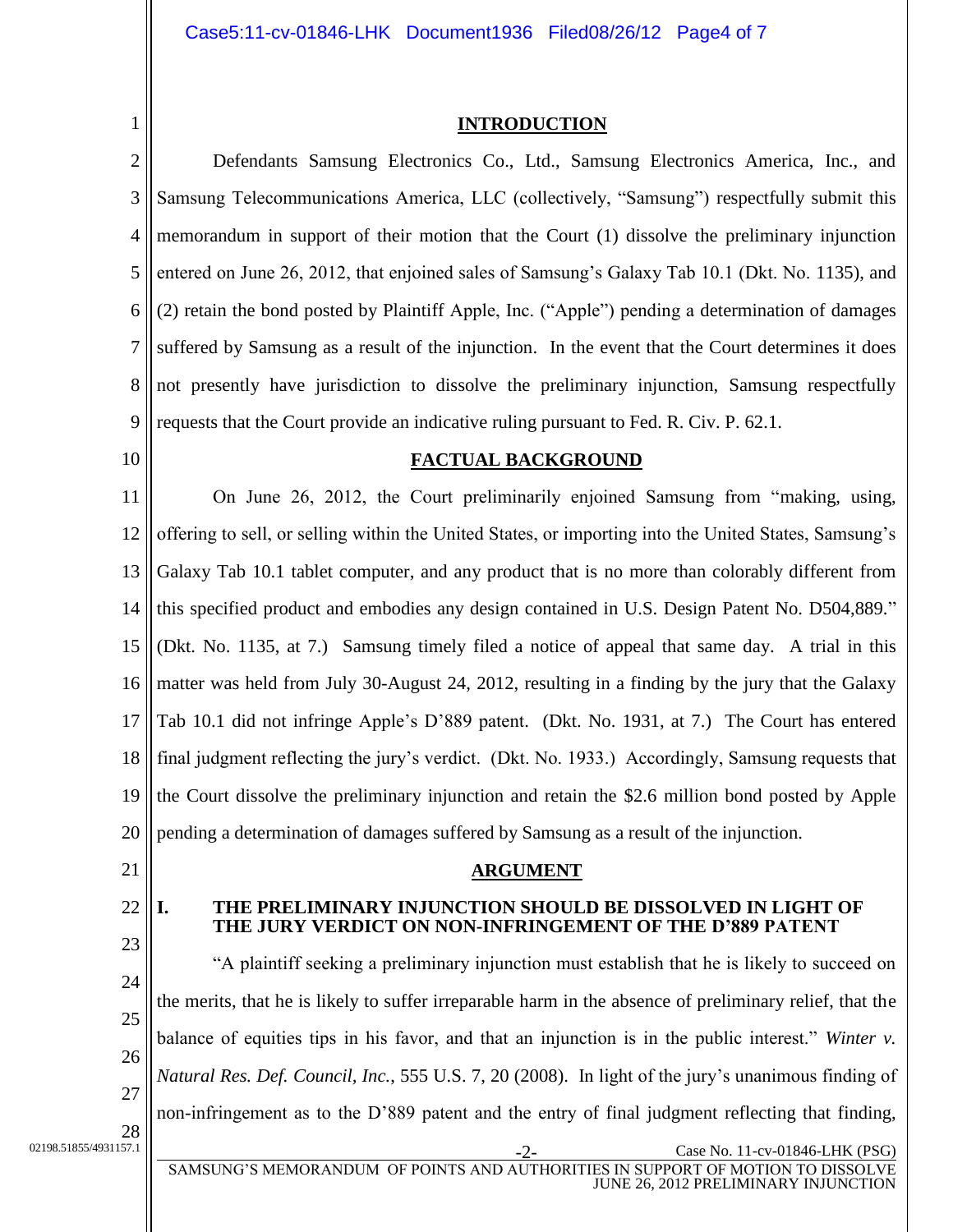## INTRODUCTION

Defendants Samsung Electronics Co., Ltd., Samsung Electronics America, Inc., and Samsung Telecommunications America, LLC (collectively, "Samsung") respectfully submit this memorandum in support of their motion that the Court (1) dissolve the preliminary injunction entered on June 26, 2012, that enjoined sales of Samsung's Galaxy Tab 10.1 (Dkt. No. 1135), and (2) retain the bond posted by Plaintiff Apple, Inc. ("Apple") pending a determination of damages suffered by Samsung as a result of the injunction. In the event that the Court determines it does not presently have jurisdiction to dissolve the preliminary injunction, Samsung respectfully requests that the Court provide an indicative ruling pursuant to Fed. R. Civ. P. 62.1.

## FACTUAL BACKGROUND

On June 26, 2012, the Court preliminarily enjoined Samsung from "making, using, offering to sell, or selling within the United States, or importing into the United States, Samsung's Galaxy Tab 10.1 tablet computer, and any product that is no more than colorably different from this specified product and embodies any design contained in U.S. Design Patent No. D504,889." (Dkt. No. 1135, at 7.) Samsung timely filed a notice of appeal that same day. A trial in this matter was held from July 30-August 24, 2012, resulting in a finding by the jury that the Galaxy Tab 10.1 did not infringe Apple's D'889 patent. (Dkt. No. 1931, at 7.) The Court has entered final judgment reflecting the jury's verdict. (Dkt. No. 1933.) Accordingly, Samsung requests that the Court dissolve the preliminary injunction and retain the $2.6 million bond posted by Apple pending a determination of damages suffered by Samsung as a result of the injunction.

## ARGUMENT

### I. THE PRELIMINARY INJUNCTION SHOULD BE DISSOLVED IN LIGHT OF THE JURY VERDICT ON NON-INFRINGEMENT OF THE D'889 PATENT

"A plaintiff seeking a preliminary injunction must establish that he is likely to succeed on the merits, that he is likely to suffer irreparable harm in the absence of preliminary relief, that the balance of equities tips in his favor, and that an injunction is in the public interest." *Winter v. Natural Res. Def. Council, Inc.*, 555 U.S. 7, 20 (2008). In light of the jury's unanimous finding of non-infringement as to the D'889 patent and the entry of final judgment reflecting that finding,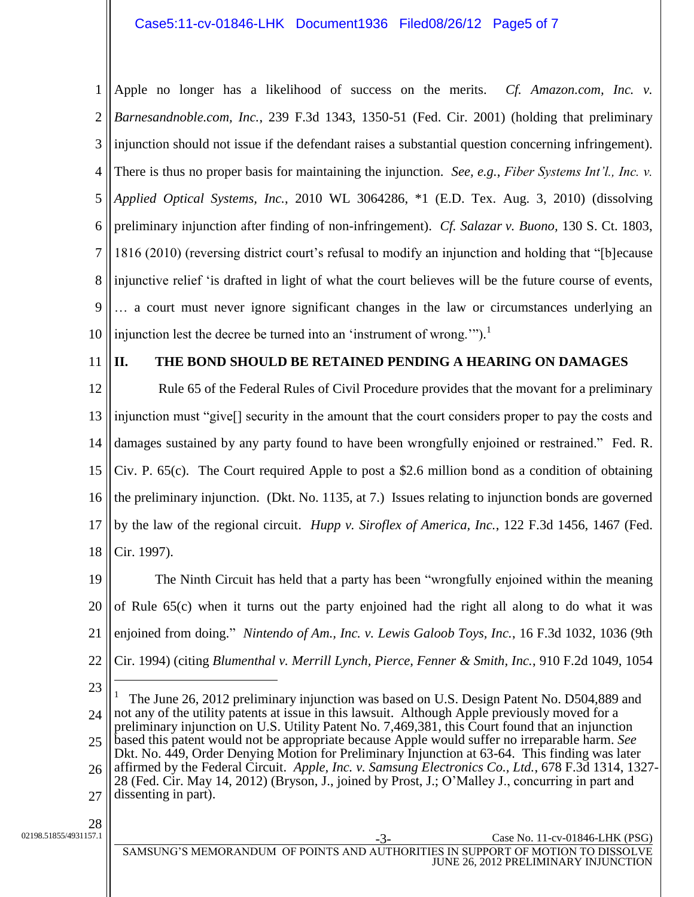Apple no longer has a likelihood of success on the merits. *Cf. Amazon.com, Inc. v. Barnesandnoble.com, Inc.*, 239 F.3d 1343, 1350-51 (Fed. Cir. 2001) (holding that preliminary injunction should not issue if the defendant raises a substantial question concerning infringement). There is thus no proper basis for maintaining the injunction. *See, e.g.*, *Fiber Systems Int'l., Inc. v. Applied Optical Systems, Inc.*, 2010 WL 3064286, *1 (E.D. Tex. Aug. 3, 2010) (dissolving preliminary injunction after finding of non-infringement). *Cf. Salazar v. Buono*, 130 S. Ct. 1803, 1816 (2010) (reversing district court's refusal to modify an injunction and holding that "[b]ecause injunctive relief 'is drafted in light of what the court believes will be the future course of events, … a court must never ignore significant changes in the law or circumstances underlying an injunction lest the decree be turned into an 'instrument of wrong.'").[1]

## II. THE BOND SHOULD BE RETAINED PENDING A HEARING ON DAMAGES

Rule 65 of the Federal Rules of Civil Procedure provides that the movant for a preliminary injunction must "give[] security in the amount that the court considers proper to pay the costs and damages sustained by any party found to have been wrongfully enjoined or restrained." Fed. R. Civ. P. 65(c). The Court required Apple to post a $2.6 million bond as a condition of obtaining the preliminary injunction. (Dkt. No. 1135, at 7.) Issues relating to injunction bonds are governed by the law of the regional circuit. *Hupp v. Siroflex of America, Inc.*, 122 F.3d 1456, 1467 (Fed. Cir. 1997).

The Ninth Circuit has held that a party has been "wrongfully enjoined within the meaning of Rule 65(c) when it turns out the party enjoined had the right all along to do what it was enjoined from doing." *Nintendo of Am., Inc. v. Lewis Galoob Toys, Inc.*, 16 F.3d 1032, 1036 (9th Cir. 1994) (citing *Blumenthal v. Merrill Lynch, Pierce, Fenner & Smith, Inc.*, 910 F.2d 1049, 1054

---

[1] The June 26, 2012 preliminary injunction was based on U.S. Design Patent No. D504,889 and not any of the utility patents at issue in this lawsuit. Although Apple previously moved for a preliminary injunction on U.S. Utility Patent No. 7,469,381, this Court found that an injunction based this patent would not be appropriate because Apple would suffer no irreparable harm. *See* Dkt. No. 449, Order Denying Motion for Preliminary Injunction at 63-64. This finding was later affirmed by the Federal Circuit. *Apple, Inc. v. Samsung Electronics Co., Ltd.*, 678 F.3d 1314, 1327-28 (Fed. Cir. May 14, 2012) (Bryson, J., joined by Prost, J.; O'Malley J., concurring in part and dissenting in part).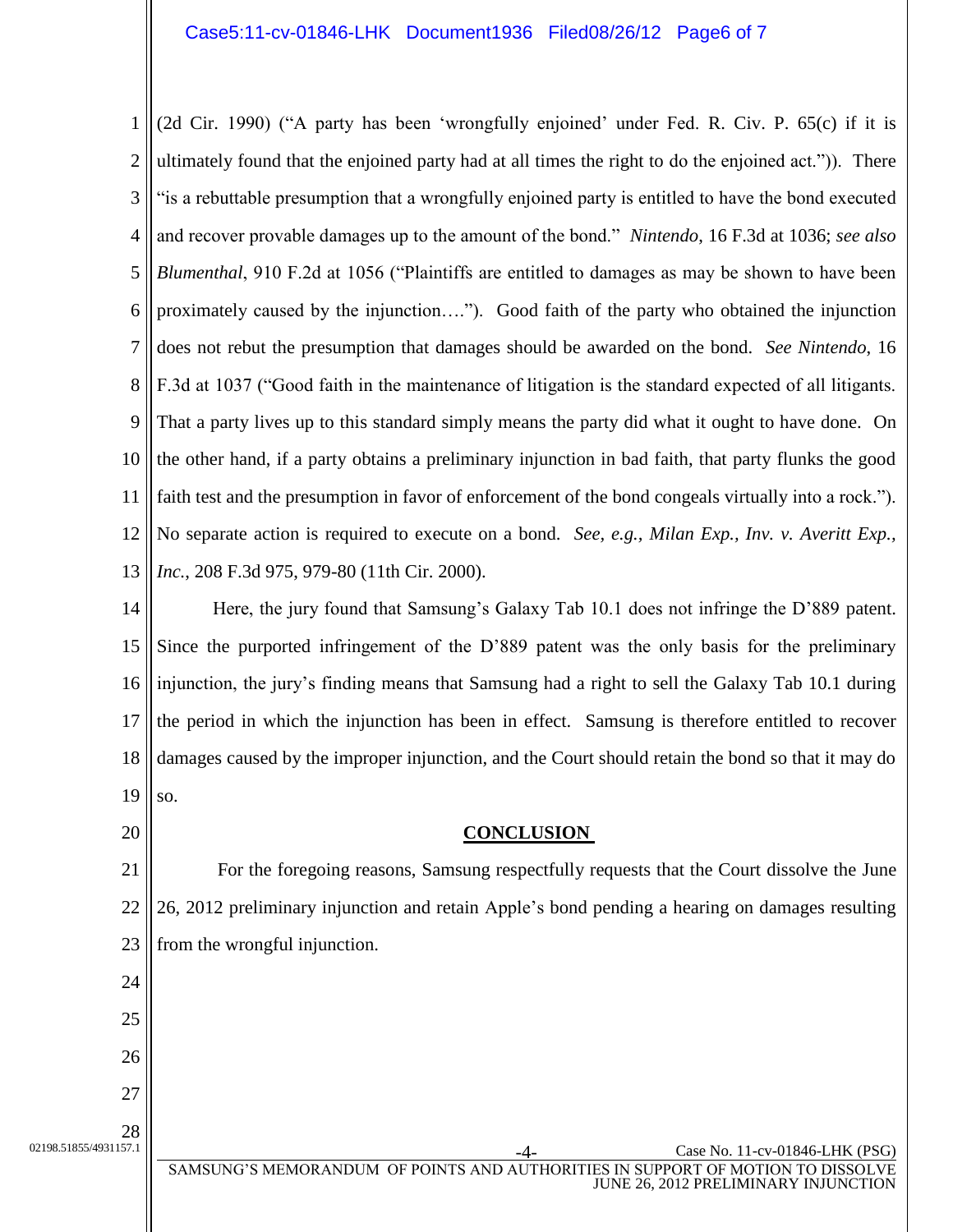(2d Cir. 1990) ("A party has been 'wrongfully enjoined' under Fed. R. Civ. P. 65(c) if it is ultimately found that the enjoined party had at all times the right to do the enjoined act.")). There "is a rebuttable presumption that a wrongfully enjoined party is entitled to have the bond executed and recover provable damages up to the amount of the bond." *Nintendo*, 16 F.3d at 1036; *see also Blumenthal*, 910 F.2d at 1056 ("Plaintiffs are entitled to damages as may be shown to have been proximately caused by the injunction…."). Good faith of the party who obtained the injunction does not rebut the presumption that damages should be awarded on the bond. *See Nintendo*, 16 F.3d at 1037 ("Good faith in the maintenance of litigation is the standard expected of all litigants. That a party lives up to this standard simply means the party did what it ought to have done. On the other hand, if a party obtains a preliminary injunction in bad faith, that party flunks the good faith test and the presumption in favor of enforcement of the bond congeals virtually into a rock."). No separate action is required to execute on a bond. *See, e.g.*, *Milan Exp., Inv. v. Averitt Exp., Inc.*, 208 F.3d 975, 979-80 (11th Cir. 2000).

Here, the jury found that Samsung's Galaxy Tab 10.1 does not infringe the D'889 patent. Since the purported infringement of the D'889 patent was the only basis for the preliminary injunction, the jury's finding means that Samsung had a right to sell the Galaxy Tab 10.1 during the period in which the injunction has been in effect. Samsung is therefore entitled to recover damages caused by the improper injunction, and the Court should retain the bond so that it may do so.

## CONCLUSION

For the foregoing reasons, Samsung respectfully requests that the Court dissolve the June 26, 2012 preliminary injunction and retain Apple's bond pending a hearing on damages resulting from the wrongful injunction.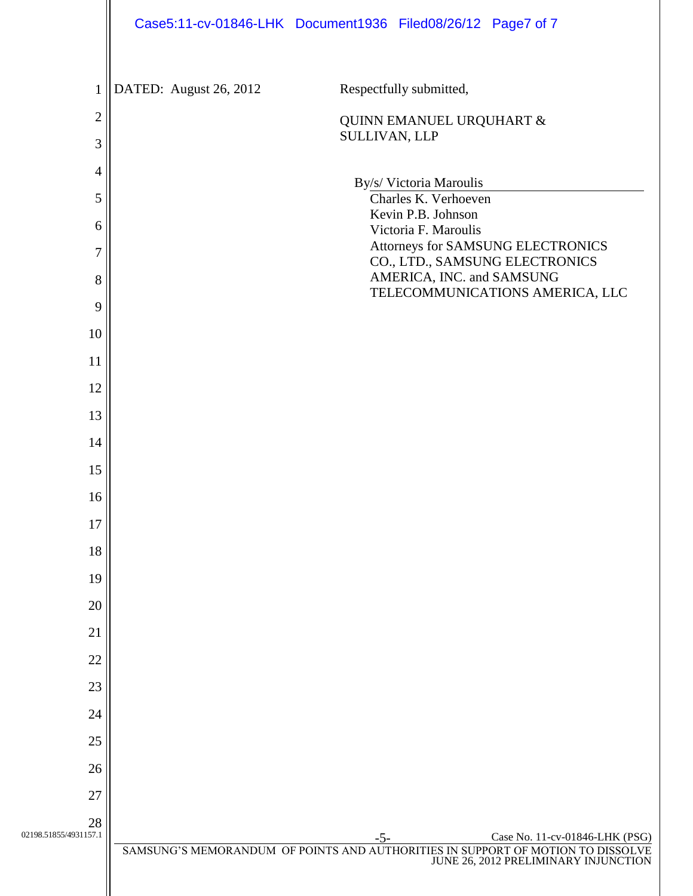DATED: August 26, 2012

Respectfully submitted,

QUINN EMANUEL URQUHART & SULLIVAN, LLP

By /s/ Victoria Maroulis
Charles K. Verhoeven
Kevin P.B. Johnson
Victoria F. Maroulis
Attorneys for SAMSUNG ELECTRONICS CO., LTD., SAMSUNG ELECTRONICS AMERICA, INC. and SAMSUNG TELECOMMUNICATIONS AMERICA, LLC